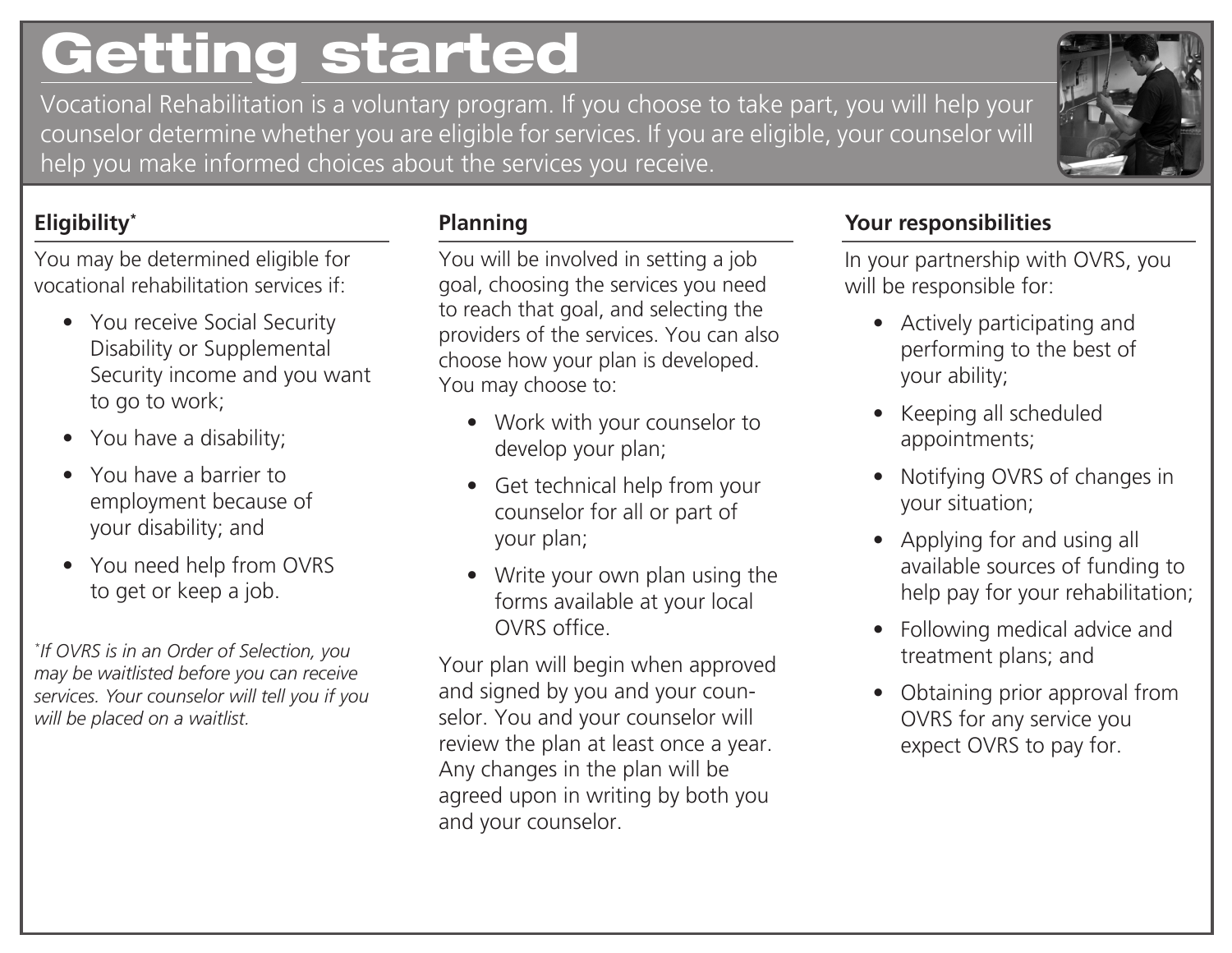# Getting started

Vocational Rehabilitation is a voluntary program. If you choose to take part, you will help your counselor determine whether you are eligible for services. If you are eligible, your counselor will help you make informed choices about the services you receive.

### Eligibility*

You may be determined eligible for vocational rehabilitation services if:

- You receive Social Security Disability or Supplemental Security income and you want to go to work;
- You have a disability;
- You have a barrier to employment because of your disability; and
- You need help from OVRS to get or keep a job.

*\*If OVRS is in an Order of Selection, you may be waitlisted before you can receive services. Your counselor will tell you if you will be placed on a waitlist.*

### Planning

You will be involved in setting a job goal, choosing the services you need to reach that goal, and selecting the providers of the services. You can also choose how your plan is developed. You may choose to:

- Work with your counselor to develop your plan;
- Get technical help from your counselor for all or part of your plan;
- Write your own plan using the forms available at your local OVRS office.

Your plan will begin when approved and signed by you and your counselor. You and your counselor will review the plan at least once a year. Any changes in the plan will be agreed upon in writing by both you and your counselor.

### Your responsibilities

In your partnership with OVRS, you will be responsible for:

- Actively participating and performing to the best of your ability;
- Keeping all scheduled appointments;
- Notifying OVRS of changes in your situation;
- Applying for and using all available sources of funding to help pay for your rehabilitation;
- Following medical advice and treatment plans; and
- Obtaining prior approval from OVRS for any service you expect OVRS to pay for.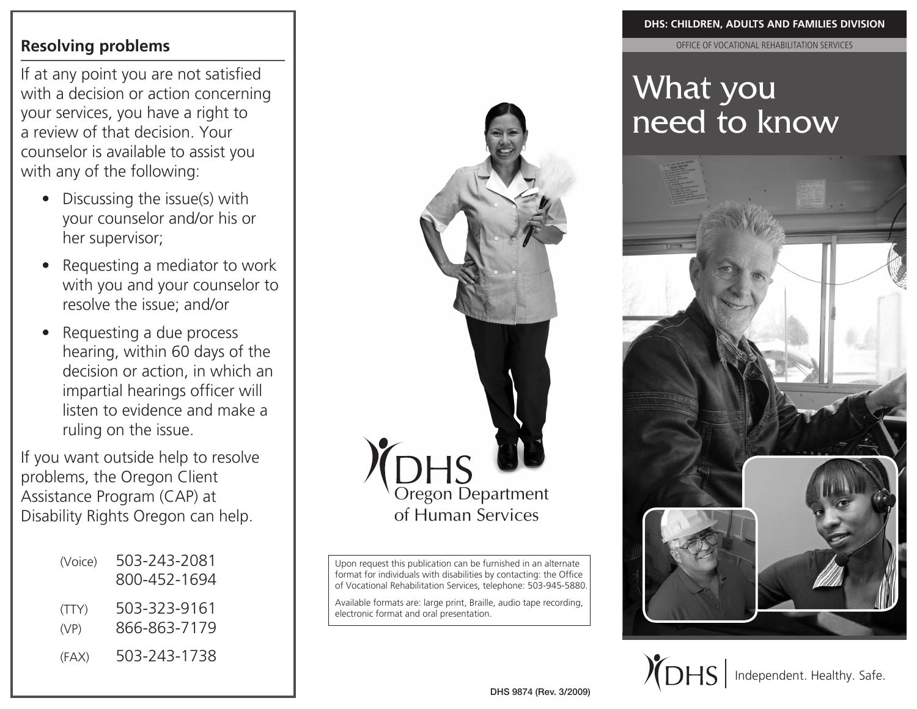## Resolving problems

If at any point you are not satisfied with a decision or action concerning your services, you have a right to a review of that decision. Your counselor is available to assist you with any of the following:

- Discussing the issue(s) with your counselor and/or his or her supervisor;
- Requesting a mediator to work with you and your counselor to resolve the issue; and/or
- Requesting a due process hearing, within 60 days of the decision or action, in which an impartial hearings officer will listen to evidence and make a ruling on the issue.

If you want outside help to resolve problems, the Oregon Client Assistance Program (CAP) at Disability Rights Oregon can help.

| | |
|---|---|
| (Voice) | 503-243-2081 |
| | 800-452-1694 |
| (TTY) | 503-323-9161 |
| (VP) | 866-863-7179 |
| (FAX) | 503-243-1738 |

DHS
Oregon Department of Human Services

Upon request this publication can be furnished in an alternate format for individuals with disabilities by contacting: the Office of Vocational Rehabilitation Services, telephone: 503-945-5880.

Available formats are: large print, Braille, audio tape recording, electronic format and oral presentation.

DHS 9874 (Rev. 3/2009)

**DHS: CHILDREN, ADULTS AND FAMILIES DIVISION**

OFFICE OF VOCATIONAL REHABILITATION SERVICES

# What you need to know

DHS | Independent. Healthy. Safe.